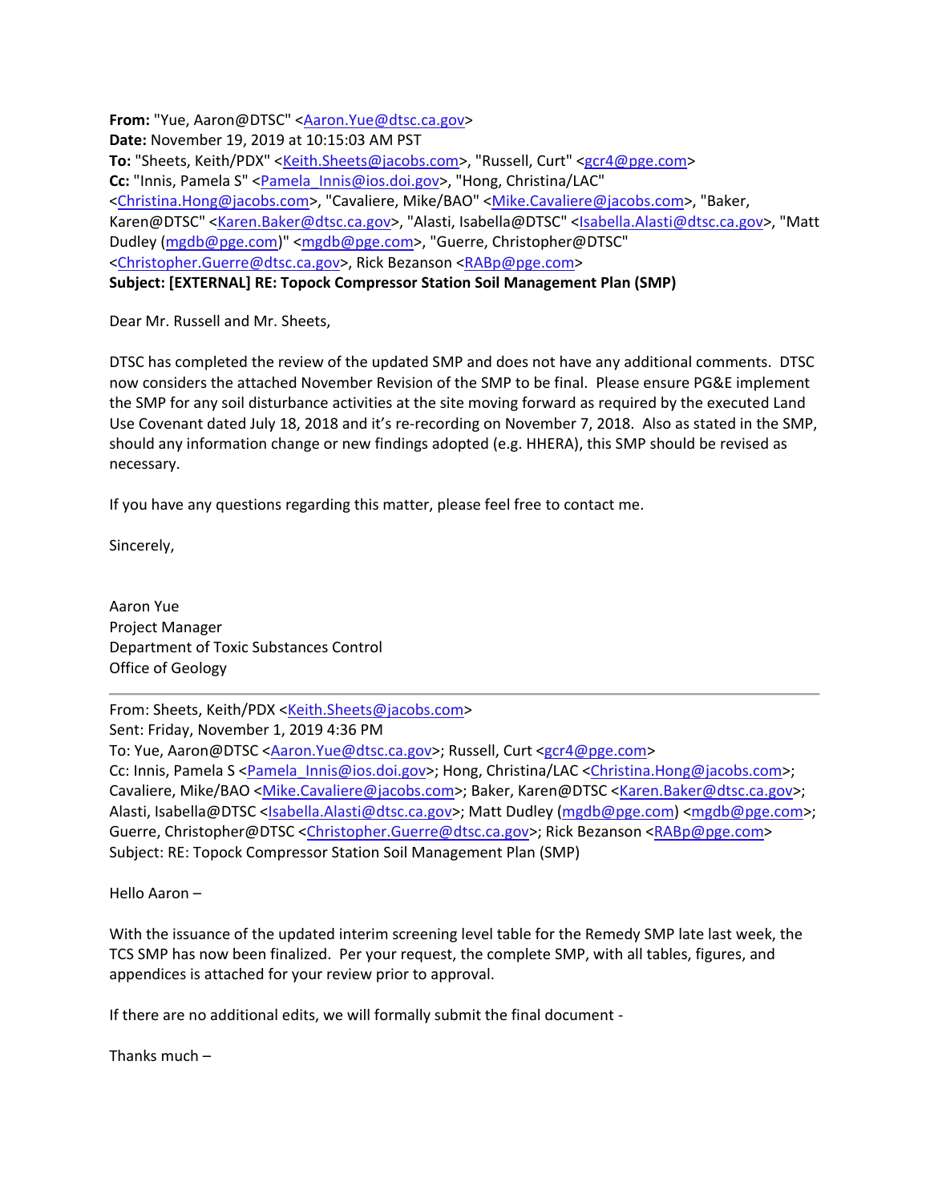**From:** "Yue, Aaron@DTSC" <Aaron.Yue@dtsc.ca.gov>
**Date:** November 19, 2019 at 10:15:03 AM PST
**To:** "Sheets, Keith/PDX" <Keith.Sheets@jacobs.com>, "Russell, Curt" <gcr4@pge.com>
**Cc:** "Innis, Pamela S" <Pamela_Innis@ios.doi.gov>, "Hong, Christina/LAC" <Christina.Hong@jacobs.com>, "Cavaliere, Mike/BAO" <Mike.Cavaliere@jacobs.com>, "Baker, Karen@DTSC" <Karen.Baker@dtsc.ca.gov>, "Alasti, Isabella@DTSC" <Isabella.Alasti@dtsc.ca.gov>, "Matt Dudley (mgdb@pge.com)" <mgdb@pge.com>, "Guerre, Christopher@DTSC" <Christopher.Guerre@dtsc.ca.gov>, Rick Bezanson <RABp@pge.com>
**Subject: [EXTERNAL] RE: Topock Compressor Station Soil Management Plan (SMP)**

Dear Mr. Russell and Mr. Sheets,

DTSC has completed the review of the updated SMP and does not have any additional comments. DTSC now considers the attached November Revision of the SMP to be final. Please ensure PG&E implement the SMP for any soil disturbance activities at the site moving forward as required by the executed Land Use Covenant dated July 18, 2018 and it's re-recording on November 7, 2018. Also as stated in the SMP, should any information change or new findings adopted (e.g. HHERA), this SMP should be revised as necessary.

If you have any questions regarding this matter, please feel free to contact me.

Sincerely,

Aaron Yue
Project Manager
Department of Toxic Substances Control
Office of Geology

---

From: Sheets, Keith/PDX <Keith.Sheets@jacobs.com>
Sent: Friday, November 1, 2019 4:36 PM
To: Yue, Aaron@DTSC <Aaron.Yue@dtsc.ca.gov>; Russell, Curt <gcr4@pge.com>
Cc: Innis, Pamela S <Pamela_Innis@ios.doi.gov>; Hong, Christina/LAC <Christina.Hong@jacobs.com>; Cavaliere, Mike/BAO <Mike.Cavaliere@jacobs.com>; Baker, Karen@DTSC <Karen.Baker@dtsc.ca.gov>; Alasti, Isabella@DTSC <Isabella.Alasti@dtsc.ca.gov>; Matt Dudley (mgdb@pge.com) <mgdb@pge.com>; Guerre, Christopher@DTSC <Christopher.Guerre@dtsc.ca.gov>; Rick Bezanson <RABp@pge.com>
Subject: RE: Topock Compressor Station Soil Management Plan (SMP)

Hello Aaron –

With the issuance of the updated interim screening level table for the Remedy SMP late last week, the TCS SMP has now been finalized. Per your request, the complete SMP, with all tables, figures, and appendices is attached for your review prior to approval.

If there are no additional edits, we will formally submit the final document -

Thanks much –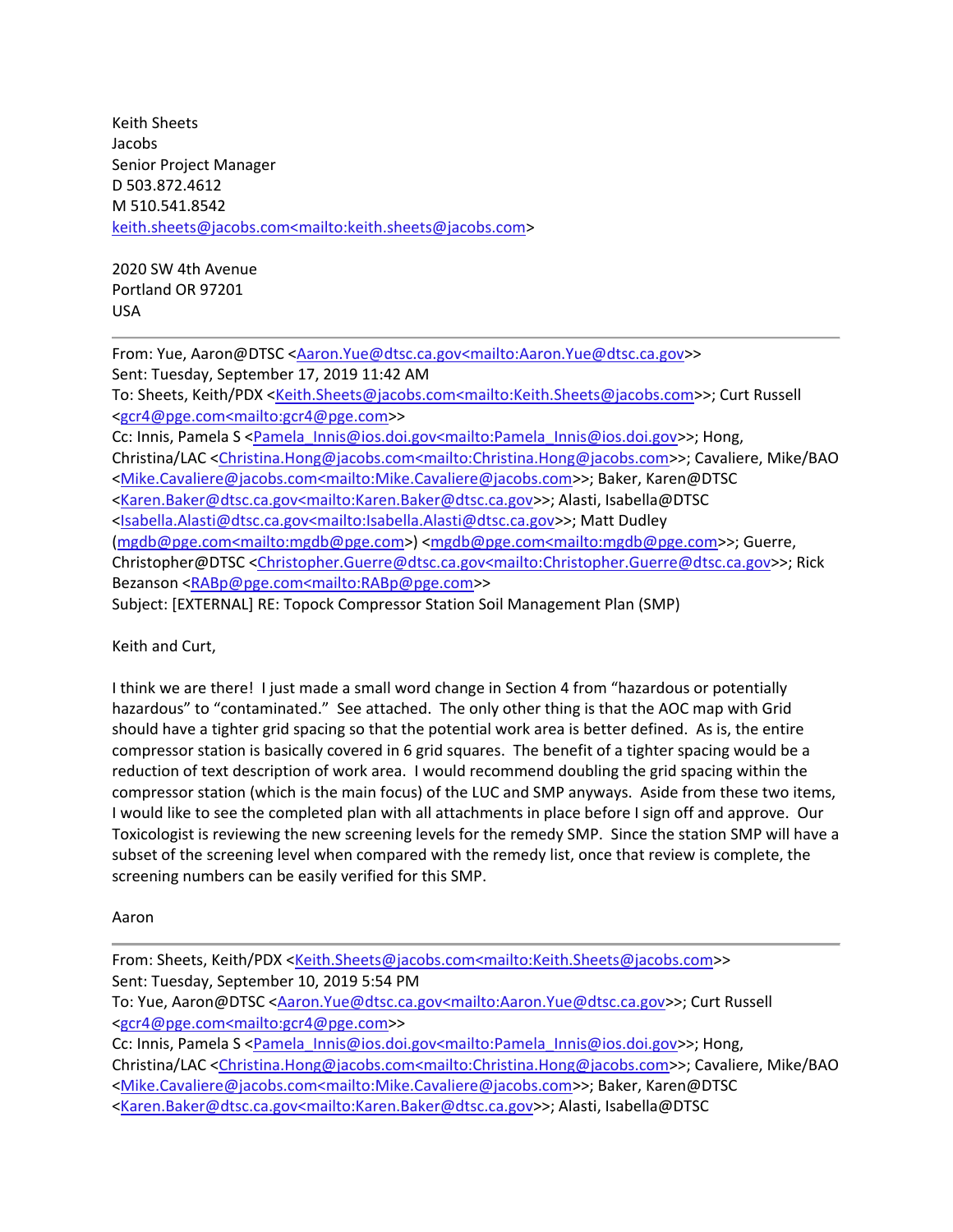Keith Sheets
Jacobs
Senior Project Manager
D 503.872.4612
M 510.541.8542
keith.sheets@jacobs.com<mailto:keith.sheets@jacobs.com>

2020 SW 4th Avenue
Portland OR 97201
USA

---

From: Yue, Aaron@DTSC <Aaron.Yue@dtsc.ca.gov<mailto:Aaron.Yue@dtsc.ca.gov>>
Sent: Tuesday, September 17, 2019 11:42 AM
To: Sheets, Keith/PDX <Keith.Sheets@jacobs.com<mailto:Keith.Sheets@jacobs.com>>; Curt Russell <gcr4@pge.com<mailto:gcr4@pge.com>>
Cc: Innis, Pamela S <Pamela_Innis@ios.doi.gov<mailto:Pamela_Innis@ios.doi.gov>>; Hong, Christina/LAC <Christina.Hong@jacobs.com<mailto:Christina.Hong@jacobs.com>>; Cavaliere, Mike/BAO <Mike.Cavaliere@jacobs.com<mailto:Mike.Cavaliere@jacobs.com>>; Baker, Karen@DTSC <Karen.Baker@dtsc.ca.gov<mailto:Karen.Baker@dtsc.ca.gov>>; Alasti, Isabella@DTSC <Isabella.Alasti@dtsc.ca.gov<mailto:Isabella.Alasti@dtsc.ca.gov>>; Matt Dudley (mgdb@pge.com<mailto:mgdb@pge.com>) <mgdb@pge.com<mailto:mgdb@pge.com>>; Guerre, Christopher@DTSC <Christopher.Guerre@dtsc.ca.gov<mailto:Christopher.Guerre@dtsc.ca.gov>>; Rick Bezanson <RABp@pge.com<mailto:RABp@pge.com>>
Subject: [EXTERNAL] RE: Topock Compressor Station Soil Management Plan (SMP)

Keith and Curt,

I think we are there! I just made a small word change in Section 4 from "hazardous or potentially hazardous" to "contaminated." See attached. The only other thing is that the AOC map with Grid should have a tighter grid spacing so that the potential work area is better defined. As is, the entire compressor station is basically covered in 6 grid squares. The benefit of a tighter spacing would be a reduction of text description of work area. I would recommend doubling the grid spacing within the compressor station (which is the main focus) of the LUC and SMP anyways. Aside from these two items, I would like to see the completed plan with all attachments in place before I sign off and approve. Our Toxicologist is reviewing the new screening levels for the remedy SMP. Since the station SMP will have a subset of the screening level when compared with the remedy list, once that review is complete, the screening numbers can be easily verified for this SMP.

Aaron

---

From: Sheets, Keith/PDX <Keith.Sheets@jacobs.com<mailto:Keith.Sheets@jacobs.com>>
Sent: Tuesday, September 10, 2019 5:54 PM
To: Yue, Aaron@DTSC <Aaron.Yue@dtsc.ca.gov<mailto:Aaron.Yue@dtsc.ca.gov>>; Curt Russell <gcr4@pge.com<mailto:gcr4@pge.com>>
Cc: Innis, Pamela S <Pamela_Innis@ios.doi.gov<mailto:Pamela_Innis@ios.doi.gov>>; Hong, Christina/LAC <Christina.Hong@jacobs.com<mailto:Christina.Hong@jacobs.com>>; Cavaliere, Mike/BAO <Mike.Cavaliere@jacobs.com<mailto:Mike.Cavaliere@jacobs.com>>; Baker, Karen@DTSC <Karen.Baker@dtsc.ca.gov<mailto:Karen.Baker@dtsc.ca.gov>>; Alasti, Isabella@DTSC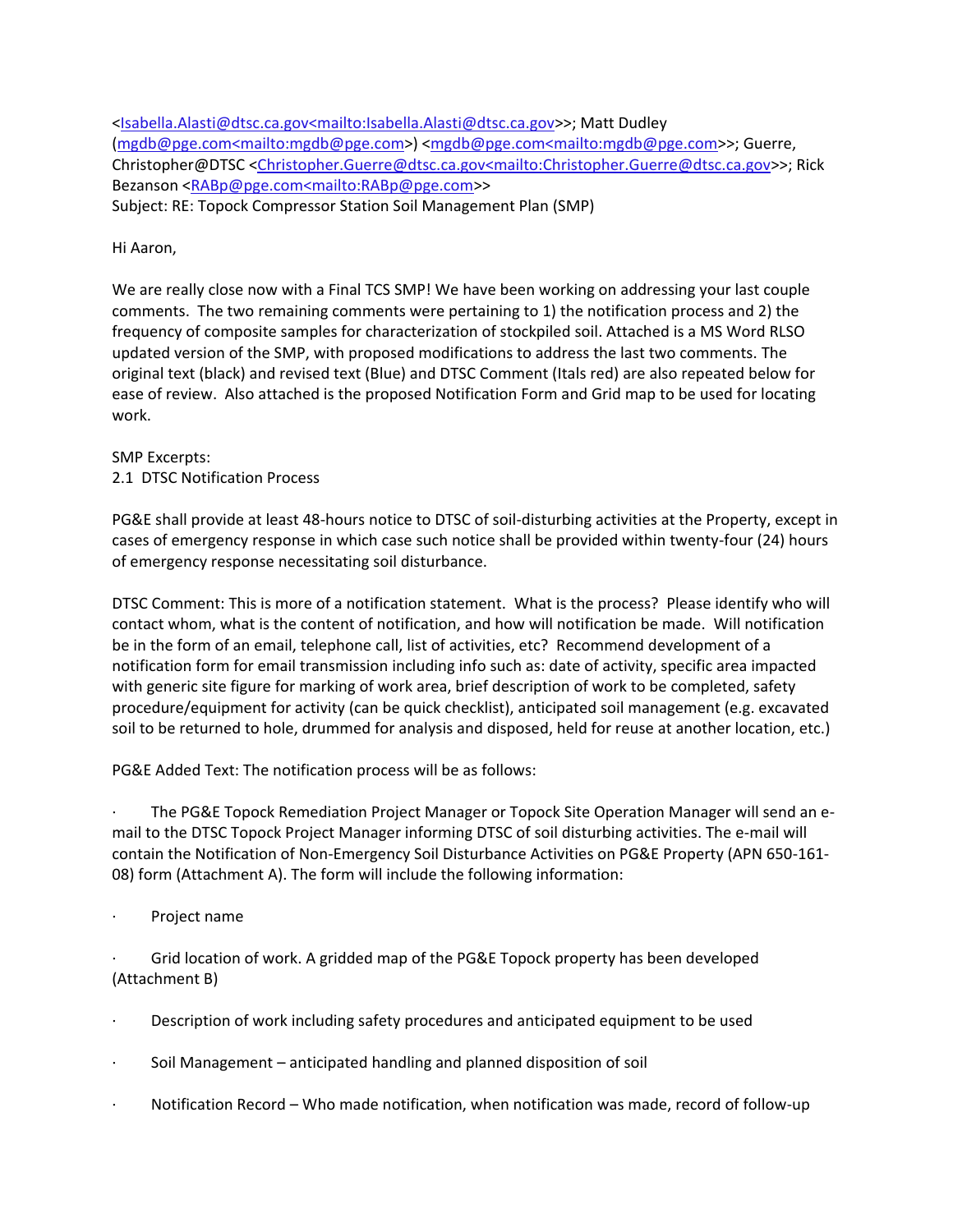<Isabella.Alasti@dtsc.ca.gov<mailto:Isabella.Alasti@dtsc.ca.gov>>; Matt Dudley (mgdb@pge.com<mailto:mgdb@pge.com>) <mgdb@pge.com<mailto:mgdb@pge.com>>; Guerre, Christopher@DTSC <Christopher.Guerre@dtsc.ca.gov<mailto:Christopher.Guerre@dtsc.ca.gov>>; Rick Bezanson <RABp@pge.com<mailto:RABp@pge.com>>
Subject: RE: Topock Compressor Station Soil Management Plan (SMP)

Hi Aaron,

We are really close now with a Final TCS SMP! We have been working on addressing your last couple comments. The two remaining comments were pertaining to 1) the notification process and 2) the frequency of composite samples for characterization of stockpiled soil. Attached is a MS Word RLSO updated version of the SMP, with proposed modifications to address the last two comments. The original text (black) and revised text (Blue) and DTSC Comment (Itals red) are also repeated below for ease of review. Also attached is the proposed Notification Form and Grid map to be used for locating work.

SMP Excerpts:
2.1 DTSC Notification Process

PG&E shall provide at least 48-hours notice to DTSC of soil-disturbing activities at the Property, except in cases of emergency response in which case such notice shall be provided within twenty-four (24) hours of emergency response necessitating soil disturbance.

DTSC Comment: This is more of a notification statement. What is the process? Please identify who will contact whom, what is the content of notification, and how will notification be made. Will notification be in the form of an email, telephone call, list of activities, etc? Recommend development of a notification form for email transmission including info such as: date of activity, specific area impacted with generic site figure for marking of work area, brief description of work to be completed, safety procedure/equipment for activity (can be quick checklist), anticipated soil management (e.g. excavated soil to be returned to hole, drummed for analysis and disposed, held for reuse at another location, etc.)

PG&E Added Text: The notification process will be as follows:

- The PG&E Topock Remediation Project Manager or Topock Site Operation Manager will send an e-mail to the DTSC Topock Project Manager informing DTSC of soil disturbing activities. The e-mail will contain the Notification of Non-Emergency Soil Disturbance Activities on PG&E Property (APN 650-161-08) form (Attachment A). The form will include the following information:

- Project name

- Grid location of work. A gridded map of the PG&E Topock property has been developed (Attachment B)

- Description of work including safety procedures and anticipated equipment to be used

- Soil Management – anticipated handling and planned disposition of soil

- Notification Record – Who made notification, when notification was made, record of follow-up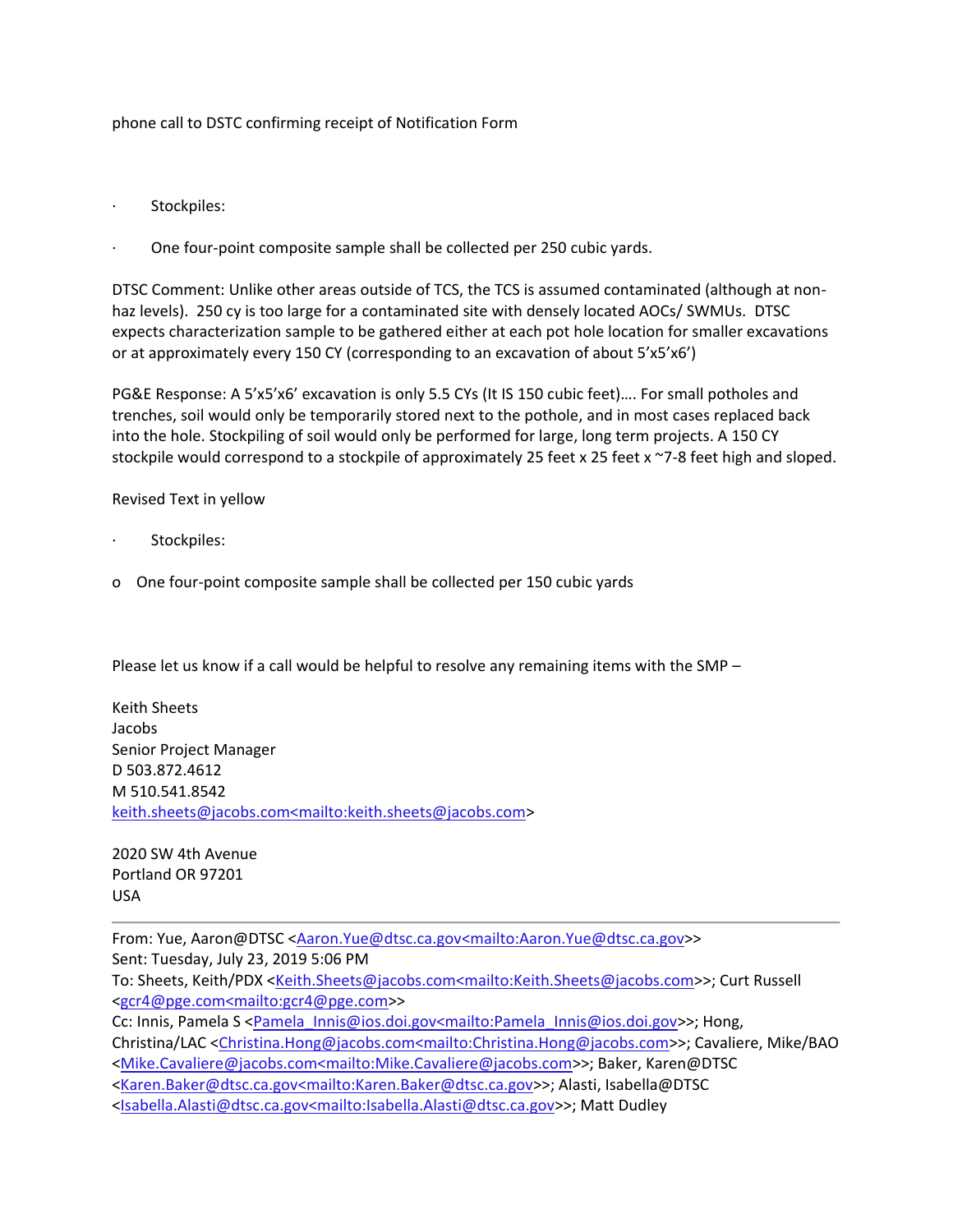phone call to DSTC confirming receipt of Notification Form

- Stockpiles:
- One four-point composite sample shall be collected per 250 cubic yards.

DTSC Comment: Unlike other areas outside of TCS, the TCS is assumed contaminated (although at non-haz levels). 250 cy is too large for a contaminated site with densely located AOCs/ SWMUs. DTSC expects characterization sample to be gathered either at each pot hole location for smaller excavations or at approximately every 150 CY (corresponding to an excavation of about 5'x5'x6')

PG&E Response: A 5'x5'x6' excavation is only 5.5 CYs (It IS 150 cubic feet)…. For small potholes and trenches, soil would only be temporarily stored next to the pothole, and in most cases replaced back into the hole. Stockpiling of soil would only be performed for large, long term projects. A 150 CY stockpile would correspond to a stockpile of approximately 25 feet x 25 feet x ~7-8 feet high and sloped.

Revised Text in yellow

- Stockpiles:
  - One four-point composite sample shall be collected per 150 cubic yards

Please let us know if a call would be helpful to resolve any remaining items with the SMP –

Keith Sheets
Jacobs
Senior Project Manager
D 503.872.4612
M 510.541.8542
keith.sheets@jacobs.com<mailto:keith.sheets@jacobs.com>

2020 SW 4th Avenue
Portland OR 97201
USA

---

From: Yue, Aaron@DTSC <Aaron.Yue@dtsc.ca.gov<mailto:Aaron.Yue@dtsc.ca.gov>>
Sent: Tuesday, July 23, 2019 5:06 PM
To: Sheets, Keith/PDX <Keith.Sheets@jacobs.com<mailto:Keith.Sheets@jacobs.com>>; Curt Russell <gcr4@pge.com<mailto:gcr4@pge.com>>
Cc: Innis, Pamela S <Pamela_Innis@ios.doi.gov<mailto:Pamela_Innis@ios.doi.gov>>; Hong, Christina/LAC <Christina.Hong@jacobs.com<mailto:Christina.Hong@jacobs.com>>; Cavaliere, Mike/BAO <Mike.Cavaliere@jacobs.com<mailto:Mike.Cavaliere@jacobs.com>>; Baker, Karen@DTSC <Karen.Baker@dtsc.ca.gov<mailto:Karen.Baker@dtsc.ca.gov>>; Alasti, Isabella@DTSC <Isabella.Alasti@dtsc.ca.gov<mailto:Isabella.Alasti@dtsc.ca.gov>>; Matt Dudley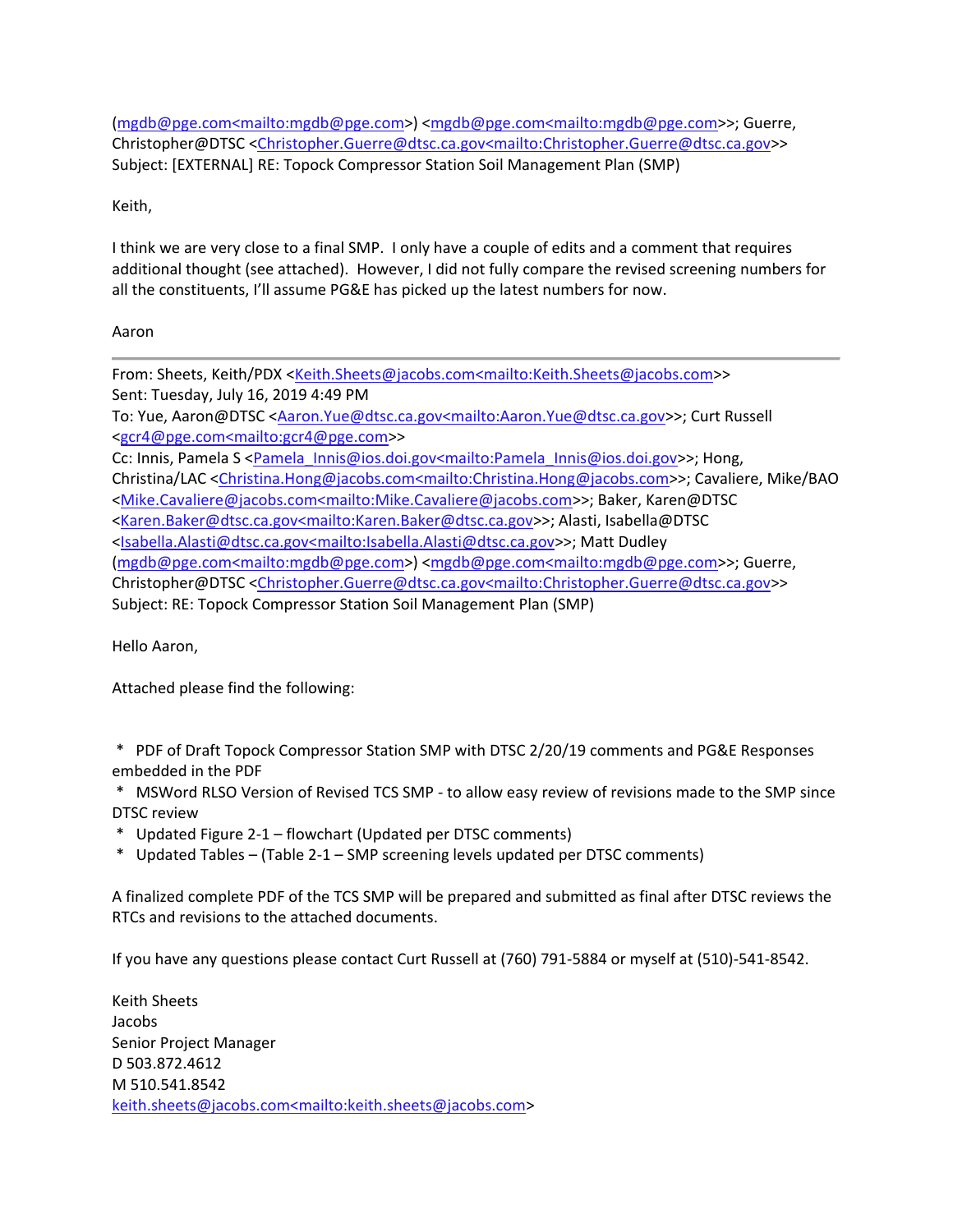(mgdb@pge.com<mailto:mgdb@pge.com>) <mgdb@pge.com<mailto:mgdb@pge.com>>; Guerre, Christopher@DTSC <Christopher.Guerre@dtsc.ca.gov<mailto:Christopher.Guerre@dtsc.ca.gov>>
Subject: [EXTERNAL] RE: Topock Compressor Station Soil Management Plan (SMP)

Keith,

I think we are very close to a final SMP. I only have a couple of edits and a comment that requires additional thought (see attached). However, I did not fully compare the revised screening numbers for all the constituents, I'll assume PG&E has picked up the latest numbers for now.

Aaron

---

From: Sheets, Keith/PDX <Keith.Sheets@jacobs.com<mailto:Keith.Sheets@jacobs.com>>
Sent: Tuesday, July 16, 2019 4:49 PM
To: Yue, Aaron@DTSC <Aaron.Yue@dtsc.ca.gov<mailto:Aaron.Yue@dtsc.ca.gov>>; Curt Russell <gcr4@pge.com<mailto:gcr4@pge.com>>
Cc: Innis, Pamela S <Pamela_Innis@ios.doi.gov<mailto:Pamela_Innis@ios.doi.gov>>; Hong, Christina/LAC <Christina.Hong@jacobs.com<mailto:Christina.Hong@jacobs.com>>; Cavaliere, Mike/BAO <Mike.Cavaliere@jacobs.com<mailto:Mike.Cavaliere@jacobs.com>>; Baker, Karen@DTSC <Karen.Baker@dtsc.ca.gov<mailto:Karen.Baker@dtsc.ca.gov>>; Alasti, Isabella@DTSC <Isabella.Alasti@dtsc.ca.gov<mailto:Isabella.Alasti@dtsc.ca.gov>>; Matt Dudley (mgdb@pge.com<mailto:mgdb@pge.com>) <mgdb@pge.com<mailto:mgdb@pge.com>>; Guerre, Christopher@DTSC <Christopher.Guerre@dtsc.ca.gov<mailto:Christopher.Guerre@dtsc.ca.gov>>
Subject: RE: Topock Compressor Station Soil Management Plan (SMP)

Hello Aaron,

Attached please find the following:

* PDF of Draft Topock Compressor Station SMP with DTSC 2/20/19 comments and PG&E Responses embedded in the PDF
* MSWord RLSO Version of Revised TCS SMP - to allow easy review of revisions made to the SMP since DTSC review
* Updated Figure 2-1 – flowchart (Updated per DTSC comments)
* Updated Tables – (Table 2-1 – SMP screening levels updated per DTSC comments)

A finalized complete PDF of the TCS SMP will be prepared and submitted as final after DTSC reviews the RTCs and revisions to the attached documents.

If you have any questions please contact Curt Russell at (760) 791-5884 or myself at (510)-541-8542.

Keith Sheets
Jacobs
Senior Project Manager
D 503.872.4612
M 510.541.8542
keith.sheets@jacobs.com<mailto:keith.sheets@jacobs.com>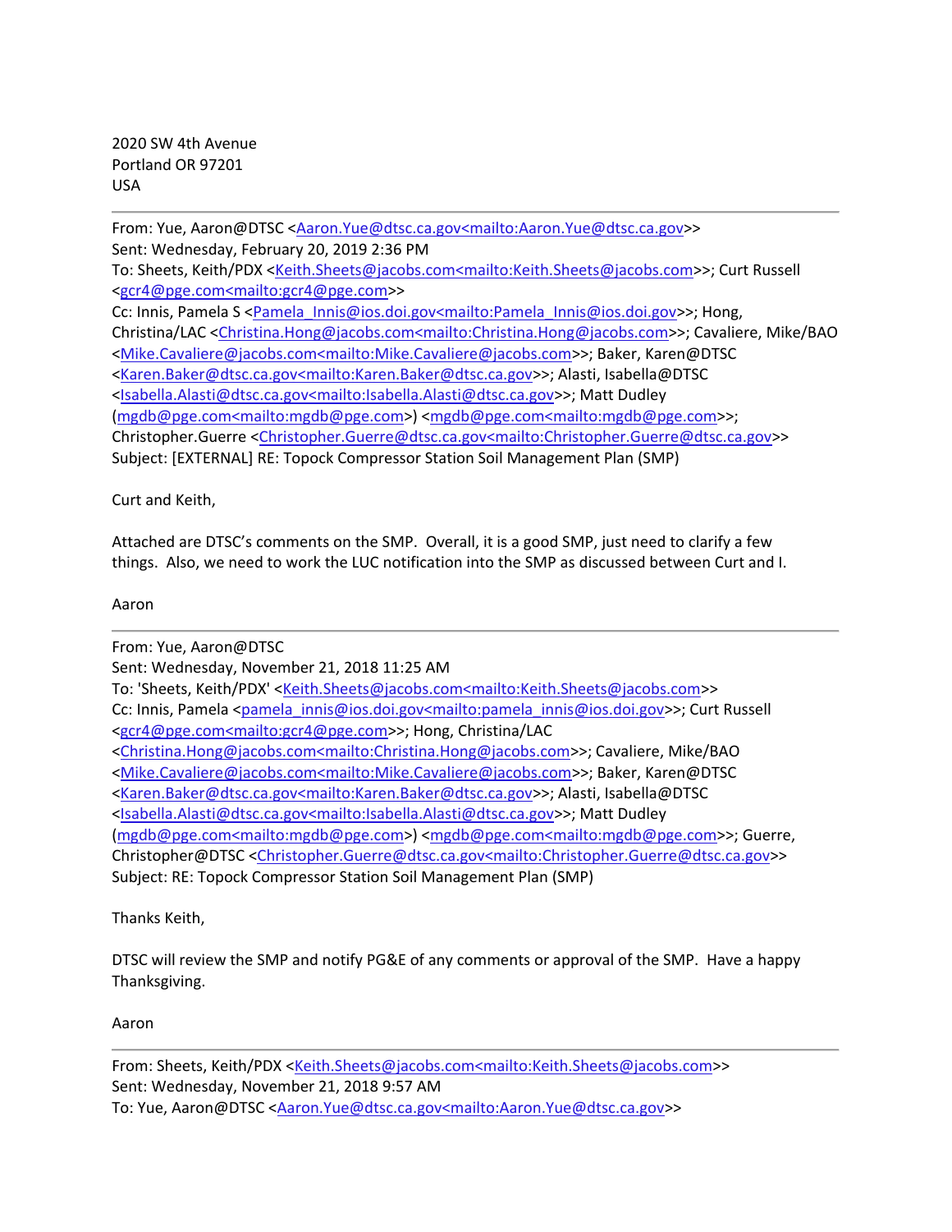2020 SW 4th Avenue
Portland OR 97201
USA

---

From: Yue, Aaron@DTSC <Aaron.Yue@dtsc.ca.gov<mailto:Aaron.Yue@dtsc.ca.gov>>
Sent: Wednesday, February 20, 2019 2:36 PM
To: Sheets, Keith/PDX <Keith.Sheets@jacobs.com<mailto:Keith.Sheets@jacobs.com>>; Curt Russell <gcr4@pge.com<mailto:gcr4@pge.com>>
Cc: Innis, Pamela S <Pamela_Innis@ios.doi.gov<mailto:Pamela_Innis@ios.doi.gov>>; Hong, Christina/LAC <Christina.Hong@jacobs.com<mailto:Christina.Hong@jacobs.com>>; Cavaliere, Mike/BAO <Mike.Cavaliere@jacobs.com<mailto:Mike.Cavaliere@jacobs.com>>; Baker, Karen@DTSC <Karen.Baker@dtsc.ca.gov<mailto:Karen.Baker@dtsc.ca.gov>>; Alasti, Isabella@DTSC <Isabella.Alasti@dtsc.ca.gov<mailto:Isabella.Alasti@dtsc.ca.gov>>; Matt Dudley (mgdb@pge.com<mailto:mgdb@pge.com>) <mgdb@pge.com<mailto:mgdb@pge.com>>; Christopher.Guerre <Christopher.Guerre@dtsc.ca.gov<mailto:Christopher.Guerre@dtsc.ca.gov>>
Subject: [EXTERNAL] RE: Topock Compressor Station Soil Management Plan (SMP)

Curt and Keith,

Attached are DTSC's comments on the SMP. Overall, it is a good SMP, just need to clarify a few things. Also, we need to work the LUC notification into the SMP as discussed between Curt and I.

Aaron

---

From: Yue, Aaron@DTSC
Sent: Wednesday, November 21, 2018 11:25 AM
To: 'Sheets, Keith/PDX' <Keith.Sheets@jacobs.com<mailto:Keith.Sheets@jacobs.com>>
Cc: Innis, Pamela <pamela_innis@ios.doi.gov<mailto:pamela_innis@ios.doi.gov>>; Curt Russell <gcr4@pge.com<mailto:gcr4@pge.com>>; Hong, Christina/LAC <Christina.Hong@jacobs.com<mailto:Christina.Hong@jacobs.com>>; Cavaliere, Mike/BAO <Mike.Cavaliere@jacobs.com<mailto:Mike.Cavaliere@jacobs.com>>; Baker, Karen@DTSC <Karen.Baker@dtsc.ca.gov<mailto:Karen.Baker@dtsc.ca.gov>>; Alasti, Isabella@DTSC <Isabella.Alasti@dtsc.ca.gov<mailto:Isabella.Alasti@dtsc.ca.gov>>; Matt Dudley (mgdb@pge.com<mailto:mgdb@pge.com>) <mgdb@pge.com<mailto:mgdb@pge.com>>; Guerre, Christopher@DTSC <Christopher.Guerre@dtsc.ca.gov<mailto:Christopher.Guerre@dtsc.ca.gov>>
Subject: RE: Topock Compressor Station Soil Management Plan (SMP)

Thanks Keith,

DTSC will review the SMP and notify PG&E of any comments or approval of the SMP. Have a happy Thanksgiving.

Aaron

---

From: Sheets, Keith/PDX <Keith.Sheets@jacobs.com<mailto:Keith.Sheets@jacobs.com>>
Sent: Wednesday, November 21, 2018 9:57 AM
To: Yue, Aaron@DTSC <Aaron.Yue@dtsc.ca.gov<mailto:Aaron.Yue@dtsc.ca.gov>>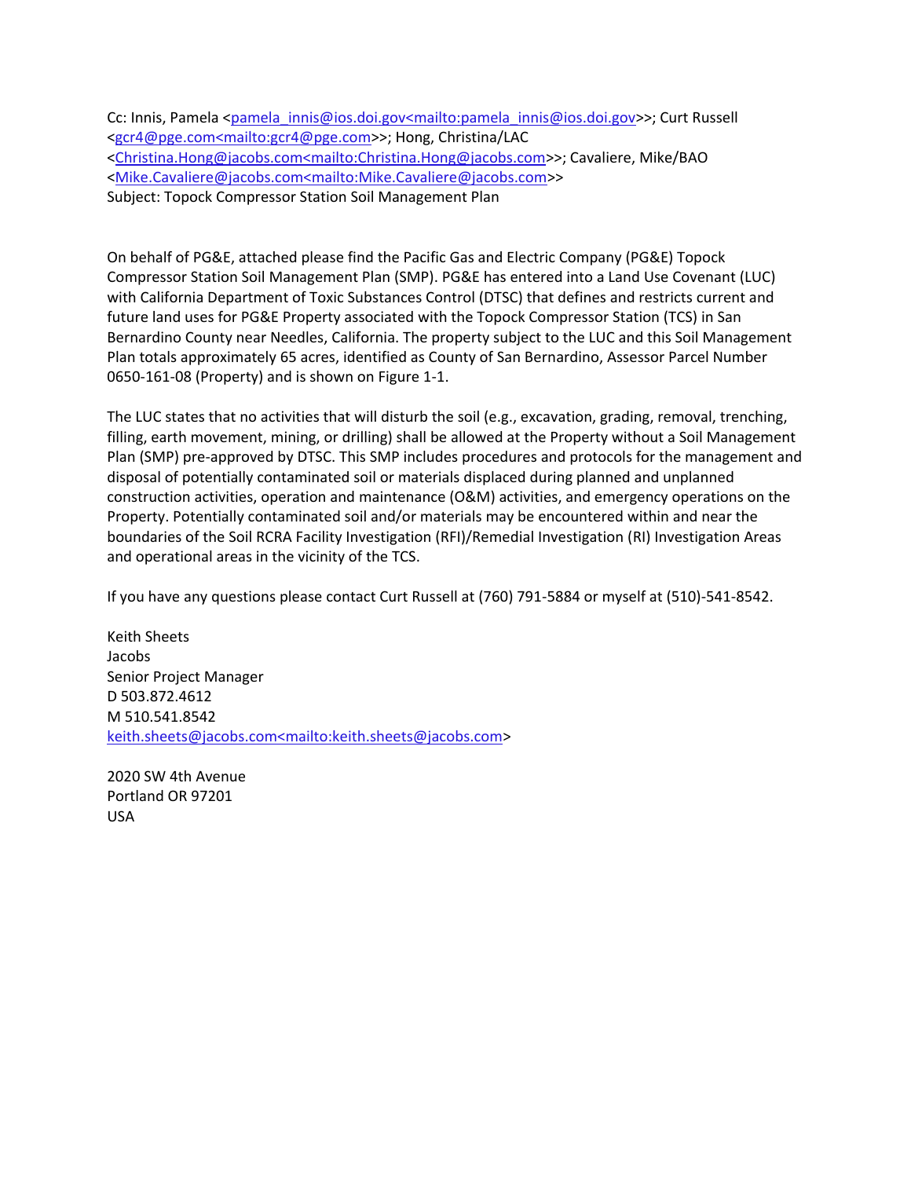Cc: Innis, Pamela <pamela_innis@ios.doi.gov<mailto:pamela_innis@ios.doi.gov>>; Curt Russell <gcr4@pge.com<mailto:gcr4@pge.com>>; Hong, Christina/LAC <Christina.Hong@jacobs.com<mailto:Christina.Hong@jacobs.com>>; Cavaliere, Mike/BAO <Mike.Cavaliere@jacobs.com<mailto:Mike.Cavaliere@jacobs.com>>
Subject: Topock Compressor Station Soil Management Plan

On behalf of PG&E, attached please find the Pacific Gas and Electric Company (PG&E) Topock Compressor Station Soil Management Plan (SMP). PG&E has entered into a Land Use Covenant (LUC) with California Department of Toxic Substances Control (DTSC) that defines and restricts current and future land uses for PG&E Property associated with the Topock Compressor Station (TCS) in San Bernardino County near Needles, California. The property subject to the LUC and this Soil Management Plan totals approximately 65 acres, identified as County of San Bernardino, Assessor Parcel Number 0650-161-08 (Property) and is shown on Figure 1-1.

The LUC states that no activities that will disturb the soil (e.g., excavation, grading, removal, trenching, filling, earth movement, mining, or drilling) shall be allowed at the Property without a Soil Management Plan (SMP) pre-approved by DTSC. This SMP includes procedures and protocols for the management and disposal of potentially contaminated soil or materials displaced during planned and unplanned construction activities, operation and maintenance (O&M) activities, and emergency operations on the Property. Potentially contaminated soil and/or materials may be encountered within and near the boundaries of the Soil RCRA Facility Investigation (RFI)/Remedial Investigation (RI) Investigation Areas and operational areas in the vicinity of the TCS.

If you have any questions please contact Curt Russell at (760) 791-5884 or myself at (510)-541-8542.

Keith Sheets
Jacobs
Senior Project Manager
D 503.872.4612
M 510.541.8542
keith.sheets@jacobs.com<mailto:keith.sheets@jacobs.com>

2020 SW 4th Avenue
Portland OR 97201
USA